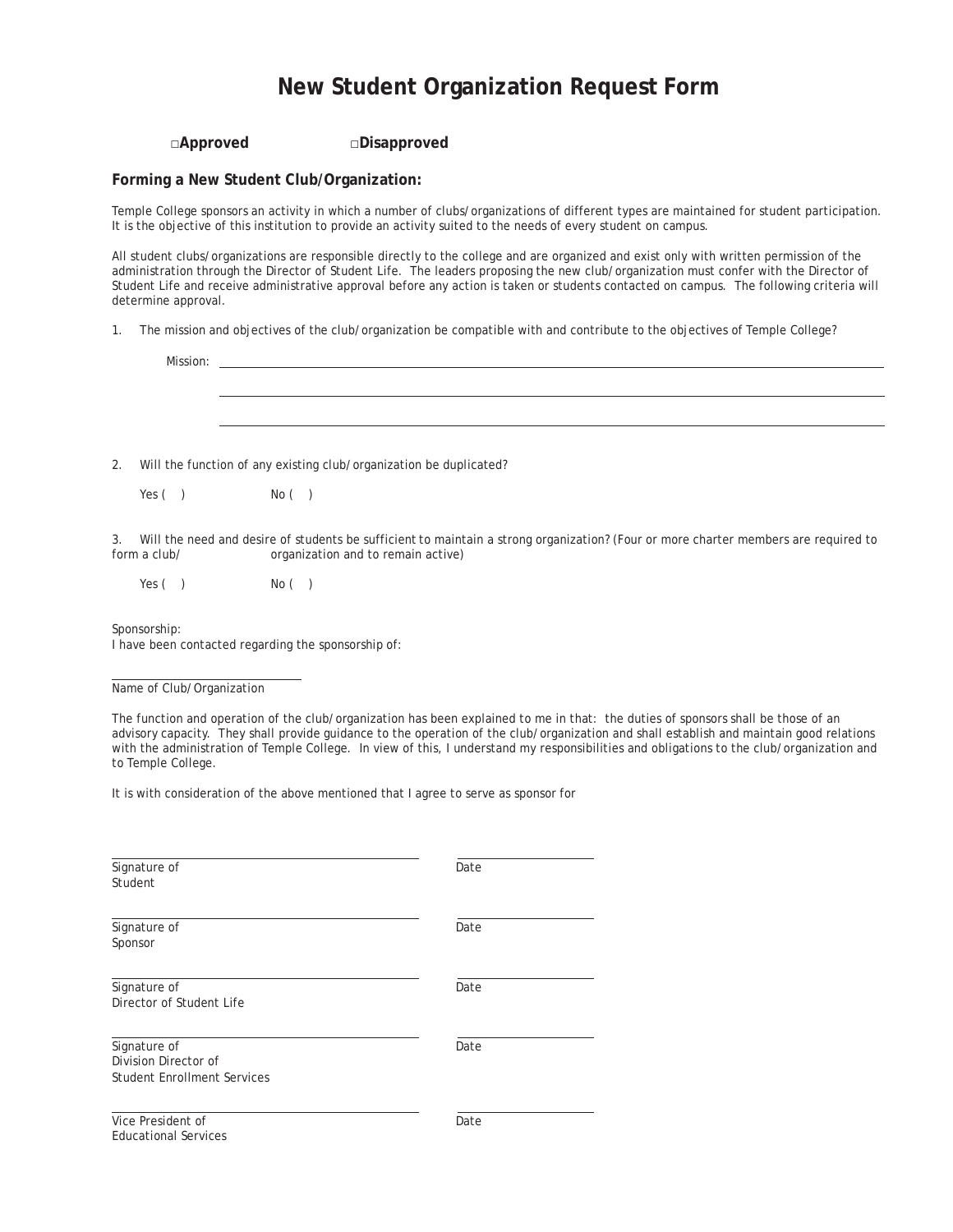# New Student Organization Request Form

□**Approved** □**Disapproved**

### Forming a New Student Club/Organization:

Temple College sponsors an activity in which a number of clubs/organizations of different types are maintained for student participation. It is the objective of this institution to provide an activity suited to the needs of every student on campus.

All student clubs/organizations are responsible directly to the college and are organized and exist only with written permission of the administration through the Director of Student Life. The leaders proposing the new club/organization must confer with the Director of Student Life and receive administrative approval before any action is taken or students contacted on campus. The following criteria will determine approval.

1. The mission and objectives of the club/organization be compatible with and contribute to the objectives of Temple College?

   Mission: ______________________________________________

   ______________________________________________

   ______________________________________________

2. Will the function of any existing club/organization be duplicated?

   Yes ( ) No ( )

3. Will the need and desire of students be sufficient to maintain a strong organization? (Four or more charter members are required to form a club/ organization and to remain active)

   Yes ( ) No ( )

Sponsorship:
I have been contacted regarding the sponsorship of:

______________________________
Name of Club/Organization

The function and operation of the club/organization has been explained to me in that: the duties of sponsors shall be those of an advisory capacity. They shall provide guidance to the operation of the club/organization and shall establish and maintain good relations with the administration of Temple College. In view of this, I understand my responsibilities and obligations to the club/organization and to Temple College.

It is with consideration of the above mentioned that I agree to serve as sponsor for

______________________________ ______________
Signature of Student Date

______________________________ ______________
Signature of Sponsor Date

______________________________ ______________
Signature of Director of Student Life Date

______________________________ ______________
Signature of Division Director of Student Enrollment Services Date

______________________________ ______________
Vice President of Educational Services Date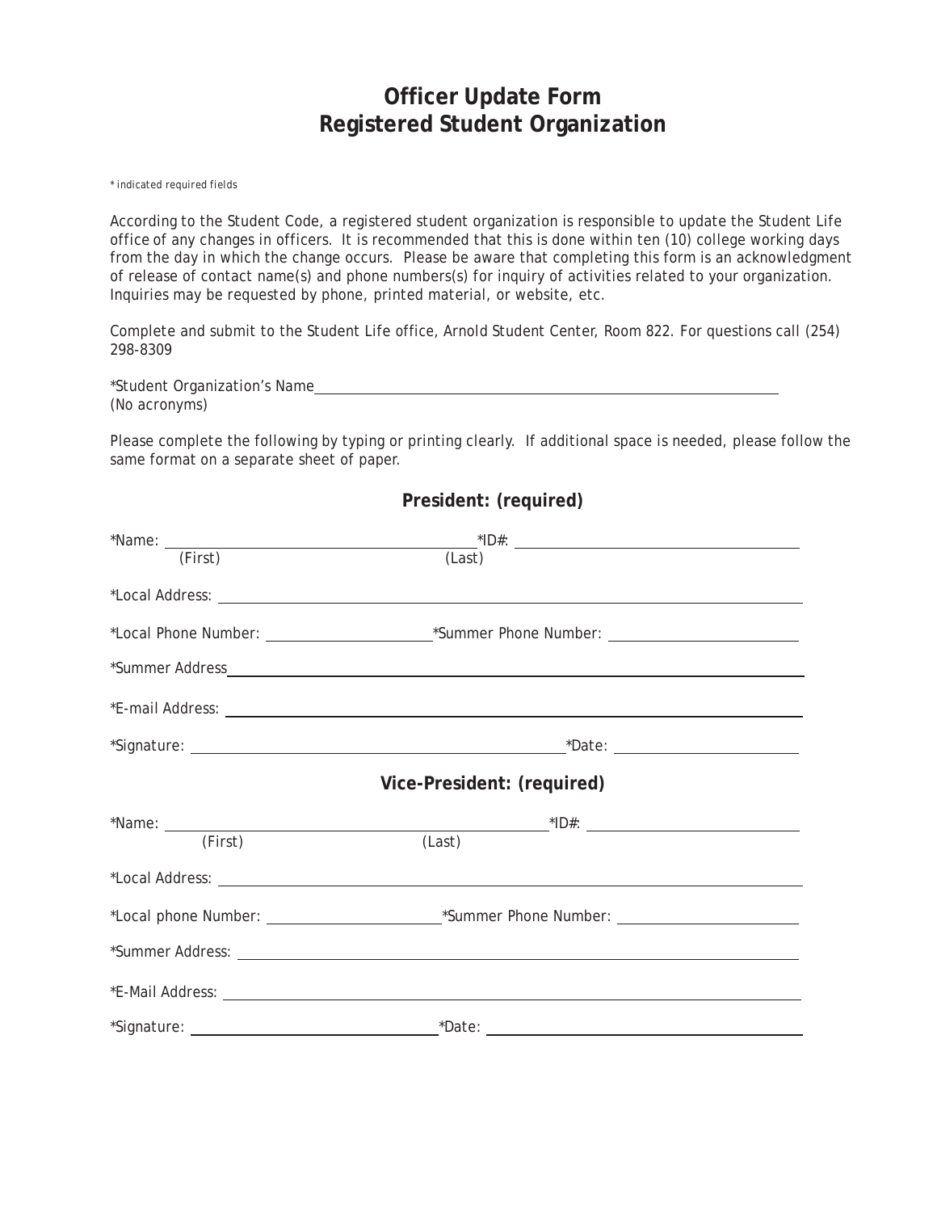# Officer Update Form
# Registered Student Organization

* indicated required fields

According to the Student Code, a registered student organization is responsible to update the Student Life office of any changes in officers. It is recommended that this is done within ten (10) college working days from the day in which the change occurs. Please be aware that completing this form is an acknowledgment of release of contact name(s) and phone numbers(s) for inquiry of activities related to your organization. Inquiries may be requested by phone, printed material, or website, etc.

Complete and submit to the Student Life office, Arnold Student Center, Room 822. For questions call (254) 298-8309

*Student Organization's Name_______________________________________________
(No acronyms)

Please complete the following by typing or printing clearly. If additional space is needed, please follow the same format on a separate sheet of paper.

## President: (required)

*Name: _______________________________ *ID#: _______________________
(First) (Last)

*Local Address: _______________________________________________

*Local Phone Number: _______________ *Summer Phone Number: _______________

*Summer Address_______________________________________________

*E-mail Address: _______________________________________________

*Signature: _______________________________ *Date: _______________

## Vice-President: (required)

*Name: _______________________________ *ID#: _______________________
(First) (Last)

*Local Address: _______________________________________________

*Local phone Number: _______________ *Summer Phone Number: _______________

*Summer Address: _______________________________________________

*E-Mail Address: _______________________________________________

*Signature: _______________________ *Date: _______________________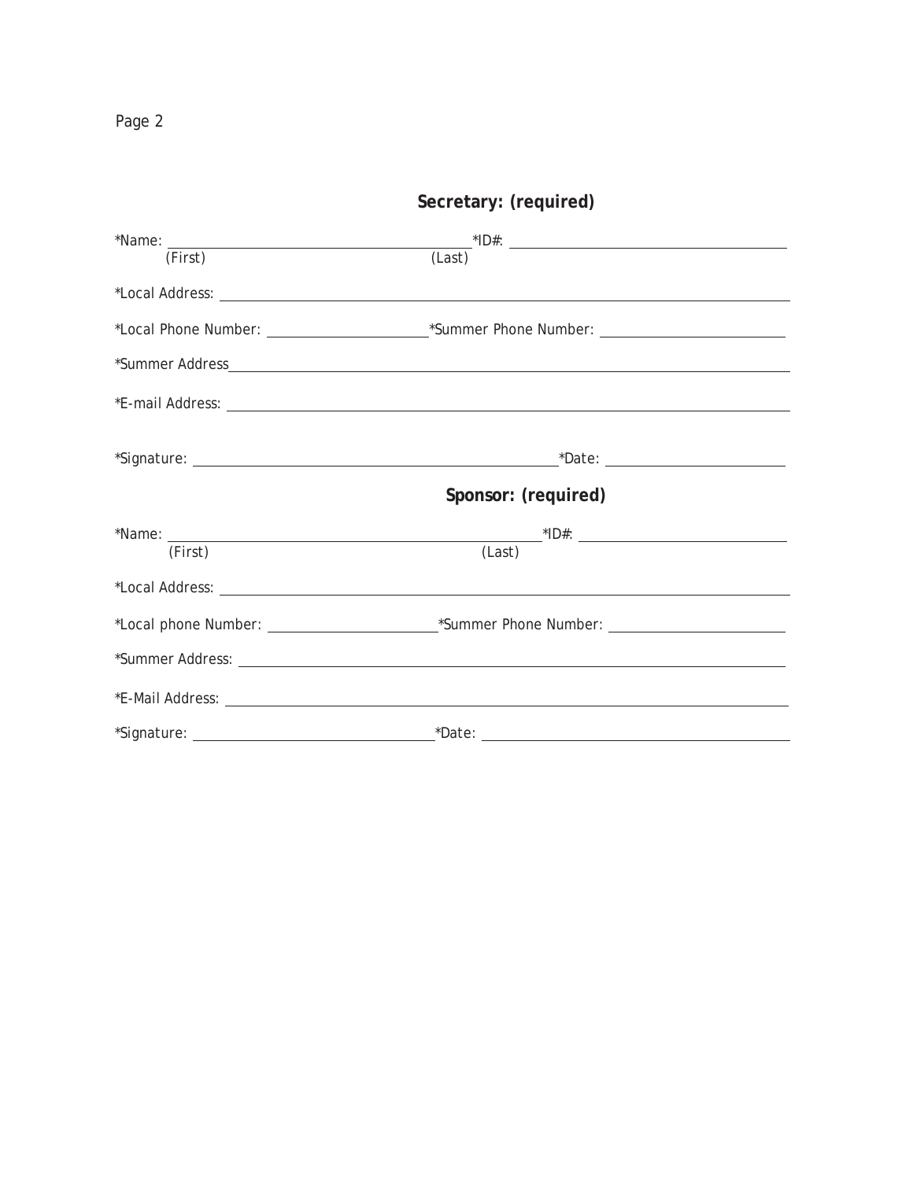## Secretary: (required)

*Name: ________________________________________ *ID#: ________________________________
(First) (Last)

*Local Address: ________________________________________________________________

*Local Phone Number: ____________________ *Summer Phone Number: ______________________

*Summer Address________________________________________________________________

*E-mail Address: ________________________________________________________________

*Signature: ____________________________________________ *Date: ______________________

## Sponsor: (required)

*Name: ________________________________________ *ID#: ________________________________
(First) (Last)

*Local Address: ________________________________________________________________

*Local phone Number: ____________________ *Summer Phone Number: ______________________

*Summer Address: ________________________________________________________________

*E-Mail Address: ________________________________________________________________

*Signature: ______________________________ *Date: ______________________________________